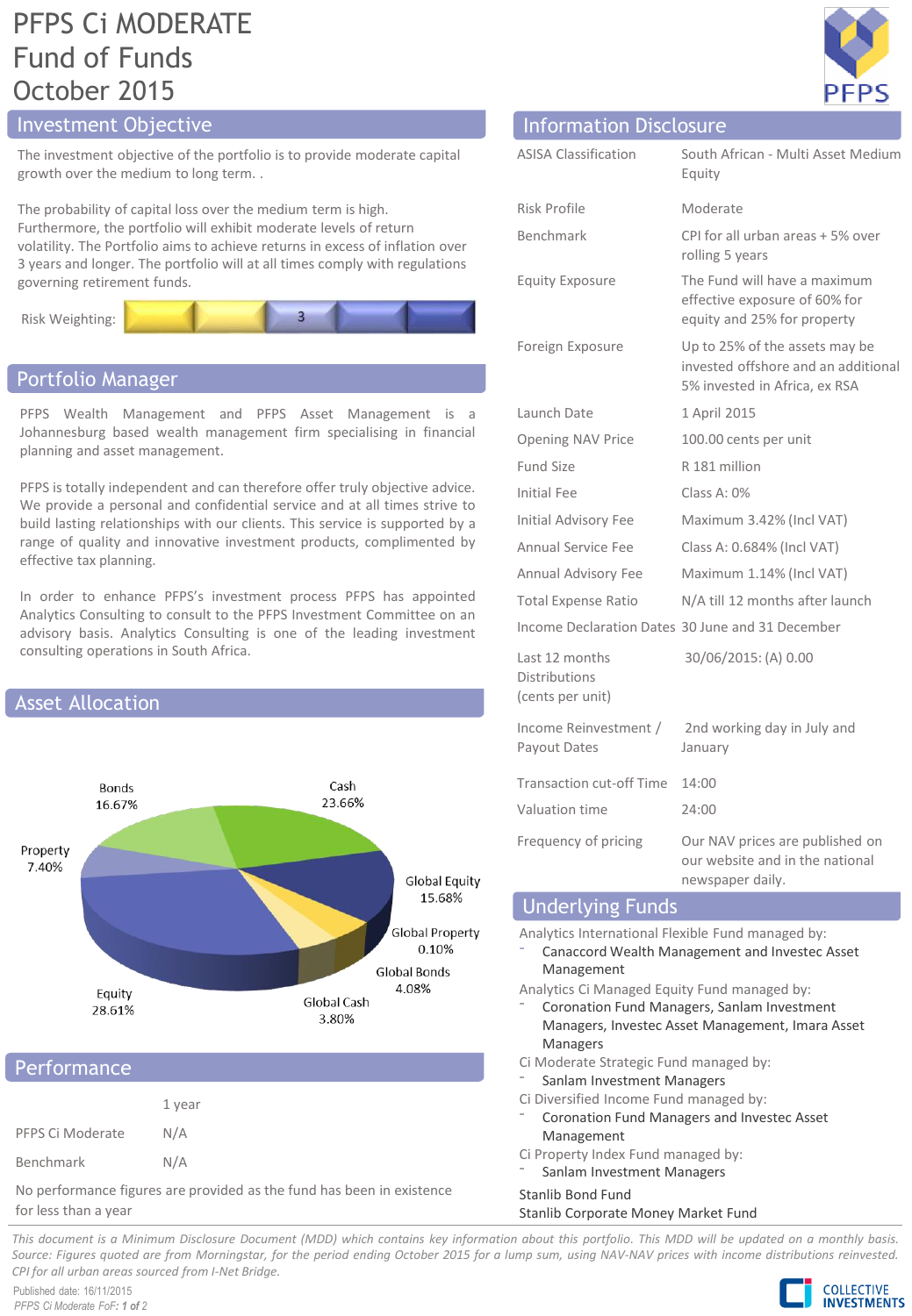# PFPS Ci MODERATE Fund of Funds
# October 2015

## Investment Objective

The investment objective of the portfolio is to provide moderate capital growth over the medium to long term. .

The probability of capital loss over the medium term is high. Furthermore, the portfolio will exhibit moderate levels of return volatility. The Portfolio aims to achieve returns in excess of inflation over 3 years and longer. The portfolio will at all times comply with regulations governing retirement funds.

Risk Weighting: 3

## Portfolio Manager

PFPS Wealth Management and PFPS Asset Management is a Johannesburg based wealth management firm specialising in financial planning and asset management.

PFPS is totally independent and can therefore offer truly objective advice. We provide a personal and confidential service and at all times strive to build lasting relationships with our clients. This service is supported by a range of quality and innovative investment products, complimented by effective tax planning.

In order to enhance PFPS's investment process PFPS has appointed Analytics Consulting to consult to the PFPS Investment Committee on an advisory basis. Analytics Consulting is one of the leading investment consulting operations in South Africa.

## Asset Allocation

| Asset Class | Allocation |
|---|---|
| Bonds | 16.67% |
| Cash | 23.66% |
| Property | 7.40% |
| Global Equity | 15.68% |
| Global Property | 0.10% |
| Global Bonds | 4.08% |
| Global Cash | 3.80% |
| Equity | 28.61% |

## Performance

| | 1 year |
|---|---|
| PFPS Ci Moderate | N/A |
| Benchmark | N/A |

No performance figures are provided as the fund has been in existence for less than a year

## Information Disclosure

| | |
|---|---|
| ASISA Classification | South African - Multi Asset Medium Equity |
| Risk Profile | Moderate |
| Benchmark | CPI for all urban areas + 5% over rolling 5 years |
| Equity Exposure | The Fund will have a maximum effective exposure of 60% for equity and 25% for property |
| Foreign Exposure | Up to 25% of the assets may be invested offshore and an additional 5% invested in Africa, ex RSA |
| Launch Date | 1 April 2015 |
| Opening NAV Price | 100.00 cents per unit |
| Fund Size | R 181 million |
| Initial Fee | Class A: 0% |
| Initial Advisory Fee | Maximum 3.42% (Incl VAT) |
| Annual Service Fee | Class A: 0.684% (Incl VAT) |
| Annual Advisory Fee | Maximum 1.14% (Incl VAT) |
| Total Expense Ratio | N/A till 12 months after launch |
| Income Declaration Dates | 30 June and 31 December |
| Last 12 months Distributions (cents per unit) | 30/06/2015: (A) 0.00 |
| Income Reinvestment / Payout Dates | 2nd working day in July and January |
| Transaction cut-off Time | 14:00 |
| Valuation time | 24:00 |
| Frequency of pricing | Our NAV prices are published on our website and in the national newspaper daily. |

## Underlying Funds

Analytics International Flexible Fund managed by:
- Canaccord Wealth Management and Investec Asset Management

Analytics Ci Managed Equity Fund managed by:
- Coronation Fund Managers, Sanlam Investment Managers, Investec Asset Management, Imara Asset Managers

Ci Moderate Strategic Fund managed by:
- Sanlam Investment Managers

Ci Diversified Income Fund managed by:
- Coronation Fund Managers and Investec Asset Management

Ci Property Index Fund managed by:
- Sanlam Investment Managers

Stanlib Bond Fund

Stanlib Corporate Money Market Fund

*This document is a Minimum Disclosure Document (MDD) which contains key information about this portfolio. This MDD will be updated on a monthly basis. Source: Figures quoted are from Morningstar, for the period ending October 2015 for a lump sum, using NAV-NAV prices with income distributions reinvested. CPI for all urban areas sourced from I-Net Bridge.*

Published date: 16/11/2015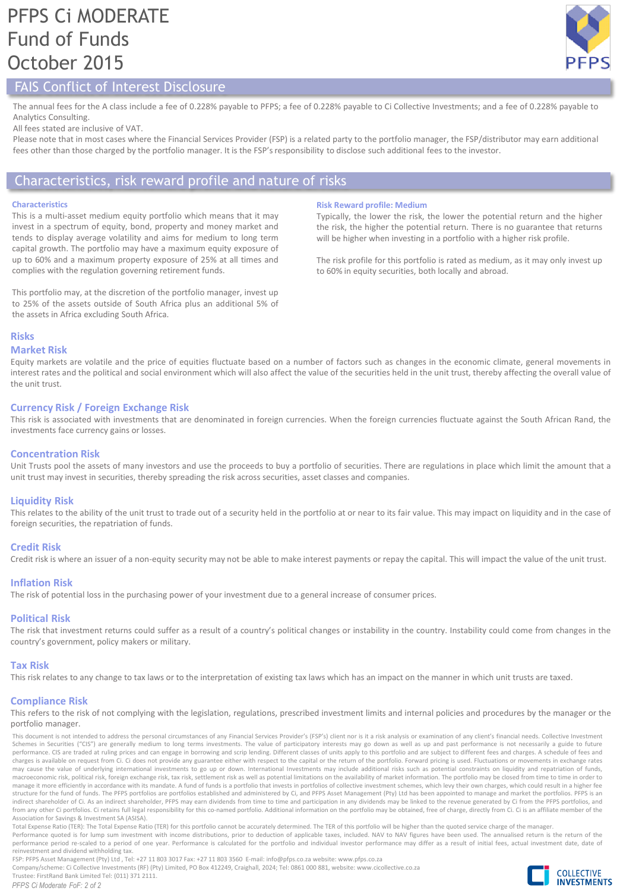# PFPS Ci MODERATE
# Fund of Funds
# October 2015

## FAIS Conflict of Interest Disclosure

The annual fees for the A class include a fee of 0.228% payable to PFPS; a fee of 0.228% payable to Ci Collective Investments; and a fee of 0.228% payable to Analytics Consulting.

All fees stated are inclusive of VAT.

Please note that in most cases where the Financial Services Provider (FSP) is a related party to the portfolio manager, the FSP/distributor may earn additional fees other than those charged by the portfolio manager. It is the FSP's responsibility to disclose such additional fees to the investor.

## Characteristics, risk reward profile and nature of risks

### Characteristics

This is a multi-asset medium equity portfolio which means that it may invest in a spectrum of equity, bond, property and money market and tends to display average volatility and aims for medium to long term capital growth. The portfolio may have a maximum equity exposure of up to 60% and a maximum property exposure of 25% at all times and complies with the regulation governing retirement funds.

This portfolio may, at the discretion of the portfolio manager, invest up to 25% of the assets outside of South Africa plus an additional 5% of the assets in Africa excluding South Africa.

### Risk Reward profile: Medium

Typically, the lower the risk, the lower the potential return and the higher the risk, the higher the potential return. There is no guarantee that returns will be higher when investing in a portfolio with a higher risk profile.

The risk profile for this portfolio is rated as medium, as it may only invest up to 60% in equity securities, both locally and abroad.

### Risks

### Market Risk

Equity markets are volatile and the price of equities fluctuate based on a number of factors such as changes in the economic climate, general movements in interest rates and the political and social environment which will also affect the value of the securities held in the unit trust, thereby affecting the overall value of the unit trust.

### Currency Risk / Foreign Exchange Risk

This risk is associated with investments that are denominated in foreign currencies. When the foreign currencies fluctuate against the South African Rand, the investments face currency gains or losses.

### Concentration Risk

Unit Trusts pool the assets of many investors and use the proceeds to buy a portfolio of securities. There are regulations in place which limit the amount that a unit trust may invest in securities, thereby spreading the risk across securities, asset classes and companies.

### Liquidity Risk

This relates to the ability of the unit trust to trade out of a security held in the portfolio at or near to its fair value. This may impact on liquidity and in the case of foreign securities, the repatriation of funds.

### Credit Risk

Credit risk is where an issuer of a non-equity security may not be able to make interest payments or repay the capital. This will impact the value of the unit trust.

### Inflation Risk

The risk of potential loss in the purchasing power of your investment due to a general increase of consumer prices.

### Political Risk

The risk that investment returns could suffer as a result of a country's political changes or instability in the country. Instability could come from changes in the country's government, policy makers or military.

### Tax Risk

This risk relates to any change to tax laws or to the interpretation of existing tax laws which has an impact on the manner in which unit trusts are taxed.

### Compliance Risk

This refers to the risk of not complying with the legislation, regulations, prescribed investment limits and internal policies and procedures by the manager or the portfolio manager.

This document is not intended to address the personal circumstances of any Financial Services Provider's (FSP's) client nor is it a risk analysis or examination of any client's financial needs. Collective Investment Schemes in Securities ("CIS") are generally medium to long terms investments. The value of participatory interests may go down as well as up and past performance is not necessarily a guide to future performance. CIS are traded at ruling prices and can engage in borrowing and scrip lending. Different classes of units apply to this portfolio and are subject to different fees and charges. A schedule of fees and charges is available on request from Ci. Ci does not provide any guarantee either with respect to the capital or the return of the portfolio. Forward pricing is used. Fluctuations or movements in exchange rates may cause the value of underlying international investments to go up or down. International Investments may include additional risks such as potential constraints on liquidity and repatriation of funds, macroeconomic risk, political risk, foreign exchange risk, tax risk, settlement risk as well as potential limitations on the availability of market information. The portfolio may be closed from time to time in order to manage it more efficiently in accordance with its mandate. A fund of funds is a portfolio that invests in portfolios of collective investment schemes, which levy their own charges, which could result in a higher fee structure for the fund of funds. The PFPS portfolios are portfolios established and administered by Ci, and PFPS Asset Management (Pty) Ltd has been appointed to manage and market the portfolios. PFPS is an indirect shareholder of Ci. As an indirect shareholder, PFPS may earn dividends from time to time and participation in any dividends may be linked to the revenue generated by Ci from the PFPS portfolios, and from any other Ci portfolios. Ci retains full legal responsibility for this co-named portfolio. Additional information on the portfolio may be obtained, free of charge, directly from Ci. Ci is an affiliate member of the Association for Savings & Investment SA (ASISA).

Total Expense Ratio (TER): The Total Expense Ratio (TER) for this portfolio cannot be accurately determined. The TER of this portfolio will be higher than the quoted service charge of the manager.

Performance quoted is for lump sum investment with income distributions, prior to deduction of applicable taxes, included. NAV to NAV figures have been used. The annualised return is the return of the performance period re-scaled to a period of one year. Performance is calculated for the portfolio and individual investor performance may differ as a result of initial fees, actual investment date, date of reinvestment and dividend withholding tax.

FSP: PFPS Asset Management (Pty) Ltd , Tel: +27 11 803 3017 Fax: +27 11 803 3560 E-mail: info@pfps.co.za website: www.pfps.co.za

Company/scheme: Ci Collective Investments (RF) (Pty) Limited, PO Box 412249, Craighall, 2024; Tel: 0861 000 881, website: www.cicollective.co.za

Trustee: FirstRand Bank Limited Tel: (011) 371 2111.